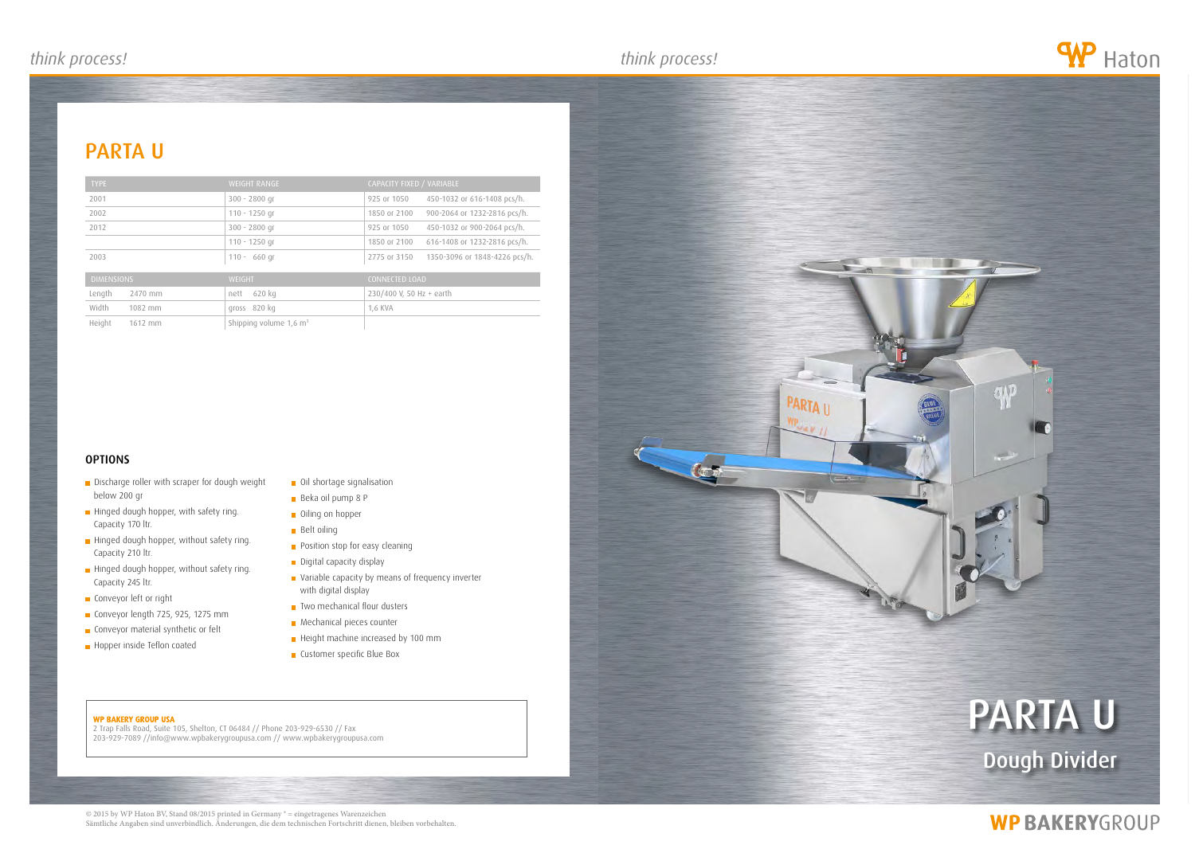## PARTA U

| TYPE | WEIGHT RANGE | CAPACITY FIXED / VARIABLE | |
|---|---|---|---|
| 2001 | 300 - 2800 gr | 925 or 1050 | 450-1032 or 616-1408 pcs/h. |
| 2002 | 110 - 1250 gr | 1850 or 2100 | 900-2064 or 1232-2816 pcs/h. |
| 2012 | 300 - 2800 gr | 925 or 1050 | 450-1032 or 900-2064 pcs/h. |
| | 110 - 1250 gr | 1850 or 2100 | 616-1408 or 1232-2816 pcs/h. |
| 2003 | 110 - 660 gr | 2775 or 3150 | 1350-3096 or 1848-4226 pcs/h. |

| DIMENSIONS | | WEIGHT | CONNECTED LOAD |
|---|---|---|---|
| Length | 2470 mm | nett 620 kg | 230/400 V, 50 Hz + earth |
| Width | 1082 mm | gross 820 kg | 1,6 KVA |
| Height | 1612 mm | Shipping volume 1,6 m³ | |

### OPTIONS

- Discharge roller with scraper for dough weight below 200 gr
- Hinged dough hopper, with safety ring. Capacity 170 ltr.
- Hinged dough hopper, without safety ring. Capacity 210 ltr.
- Hinged dough hopper, without safety ring. Capacity 245 ltr.
- Conveyor left or right
- Conveyor length 725, 925, 1275 mm
- Conveyor material synthetic or felt
- Hopper inside Teflon coated
- Oil shortage signalisation
- Beka oil pump 8 P
- Oiling on hopper
- Belt oiling
- Position stop for easy cleaning
- Digital capacity display
- Variable capacity by means of frequency inverter with digital display
- Two mechanical flour dusters
- Mechanical pieces counter
- Height machine increased by 100 mm
- Customer specific Blue Box

**WP BAKERY GROUP USA**
2 Trap Falls Road, Suite 105, Shelton, CT 06484 // Phone 203-929-6530 // Fax 203-929-7089 //info@www.wpbakerygroupusa.com // www.wpbakerygroupusa.com

# PARTA U

## Dough Divider

© 2015 by WP Haton BV, Stand 08/2015 printed in Germany ® = eingetragenes Warenzeichen
Sämtliche Angaben sind unverbindlich. Änderungen, die dem technischen Fortschritt dienen, bleiben vorbehalten.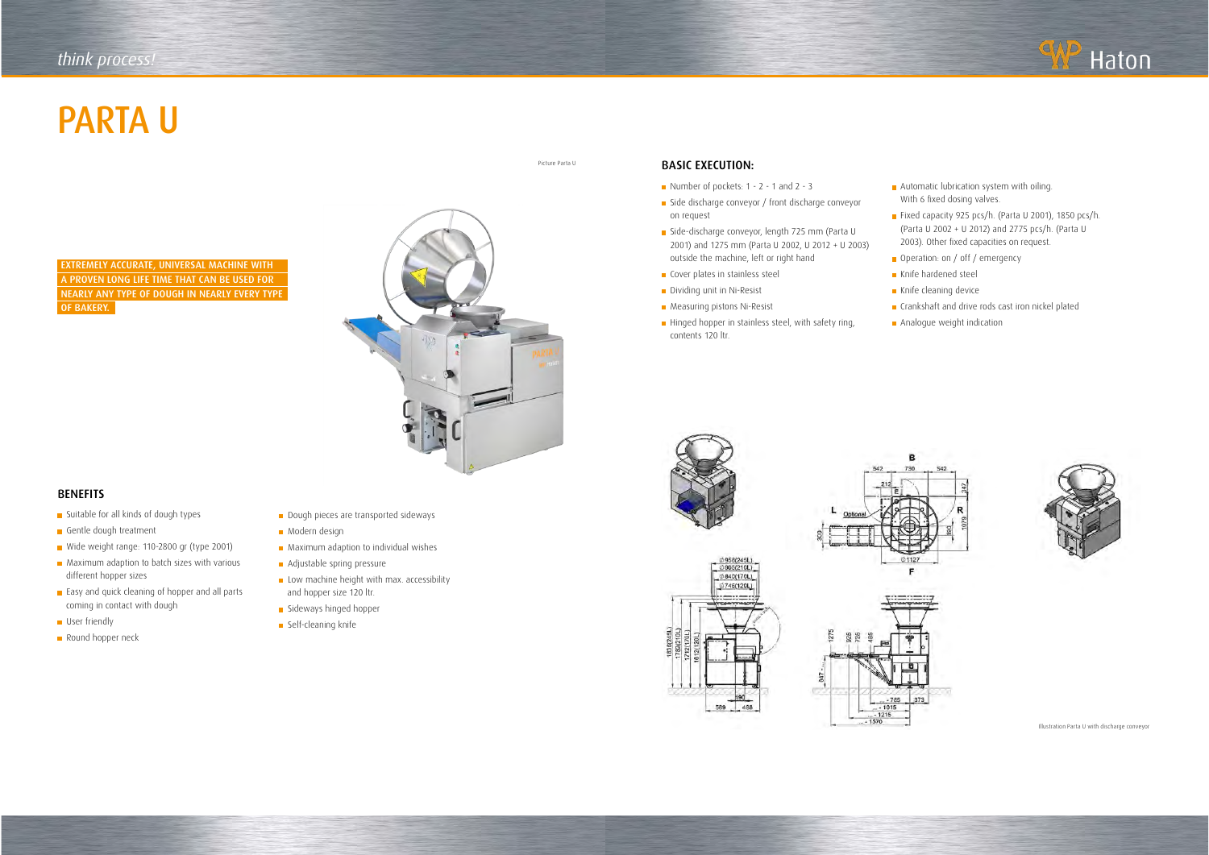# PARTA U

Picture Parta U

**EXTREMELY ACCURATE, UNIVERSAL MACHINE WITH A PROVEN LONG LIFE TIME THAT CAN BE USED FOR NEARLY ANY TYPE OF DOUGH IN NEARLY EVERY TYPE OF BAKERY.**

## BENEFITS

- Suitable for all kinds of dough types
- Gentle dough treatment
- Wide weight range: 110-2800 gr (type 2001)
- Maximum adaption to batch sizes with various different hopper sizes
- Easy and quick cleaning of hopper and all parts coming in contact with dough
- User friendly
- Round hopper neck
- Dough pieces are transported sideways
- Modern design
- Maximum adaption to individual wishes
- Adjustable spring pressure
- Low machine height with max. accessibility and hopper size 120 ltr.
- Sideways hinged hopper
- Self-cleaning knife

## BASIC EXECUTION:

- Number of pockets: 1 - 2 - 1 and 2 - 3
- Side discharge conveyor / front discharge conveyor on request
- Side-discharge conveyor, length 725 mm (Parta U 2001) and 1275 mm (Parta U 2002, U 2012 + U 2003) outside the machine, left or right hand
- Cover plates in stainless steel
- Dividing unit in Ni-Resist
- Measuring pistons Ni-Resist
- Hinged hopper in stainless steel, with safety ring, contents 120 ltr.
- Automatic lubrication system with oiling. With 6 fixed dosing valves.
- Fixed capacity 925 pcs/h. (Parta U 2001), 1850 pcs/h. (Parta U 2002 + U 2012) and 2775 pcs/h. (Parta U 2003). Other fixed capacities on request.
- Operation: on / off / emergency
- Knife hardened steel
- Knife cleaning device
- Crankshaft and drive rods cast iron nickel plated
- Analogue weight indication

Illustration Parta U with discharge conveyor